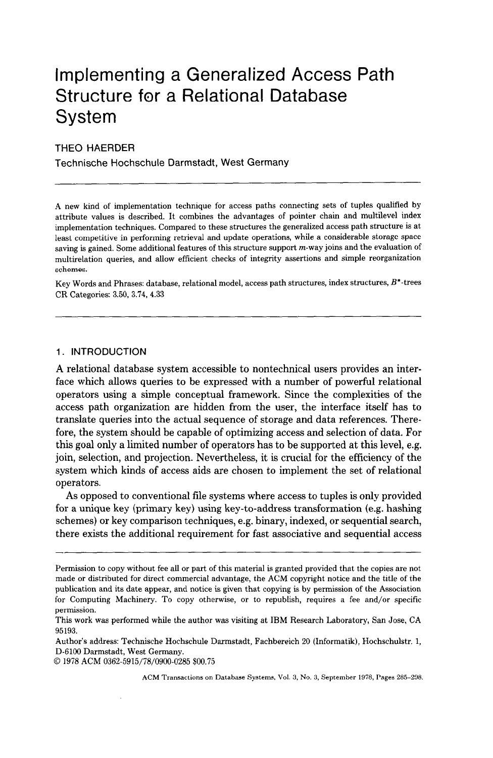# Implementing a Generalized Access Path Structure for a Relational Database System

THEO HAERDER

Technische Hochschule Darmstadt, West Germany

---

A new kind of implementation technique for access paths connecting sets of tuples qualified by attribute values is described. It combines the advantages of pointer chain and multilevel index implementation techniques. Compared to these structures the generalized access path structure is at least competitive in performing retrieval and update operations, while a considerable storage space saving is gained. Some additional features of this structure support $m$-way joins and the evaluation of multirelation queries, and allow efficient checks of integrity assertions and simple reorganization schemes.

Key Words and Phrases: database, relational model, access path structures, index structures, $B^*$-trees

CR Categories: 3.50, 3.74, 4.33

---

## 1. INTRODUCTION

A relational database system accessible to nontechnical users provides an interface which allows queries to be expressed with a number of powerful relational operators using a simple conceptual framework. Since the complexities of the access path organization are hidden from the user, the interface itself has to translate queries into the actual sequence of storage and data references. Therefore, the system should be capable of optimizing access and selection of data. For this goal only a limited number of operators has to be supported at this level, e.g. join, selection, and projection. Nevertheless, it is crucial for the efficiency of the system which kinds of access aids are chosen to implement the set of relational operators.

As opposed to conventional file systems where access to tuples is only provided for a unique key (primary key) using key-to-address transformation (e.g. hashing schemes) or key comparison techniques, e.g. binary, indexed, or sequential search, there exists the additional requirement for fast associative and sequential access

---

Permission to copy without fee all or part of this material is granted provided that the copies are not made or distributed for direct commercial advantage, the ACM copyright notice and the title of the publication and its date appear, and notice is given that copying is by permission of the Association for Computing Machinery. To copy otherwise, or to republish, requires a fee and/or specific permission.

This work was performed while the author was visiting at IBM Research Laboratory, San Jose, CA 95193.

Author's address: Technische Hochschule Darmstadt, Fachbereich 20 (Informatik), Hochschulstr. 1, D-6100 Darmstadt, West Germany.

© 1978 ACM 0362-5915/78/0900-0285 $00.75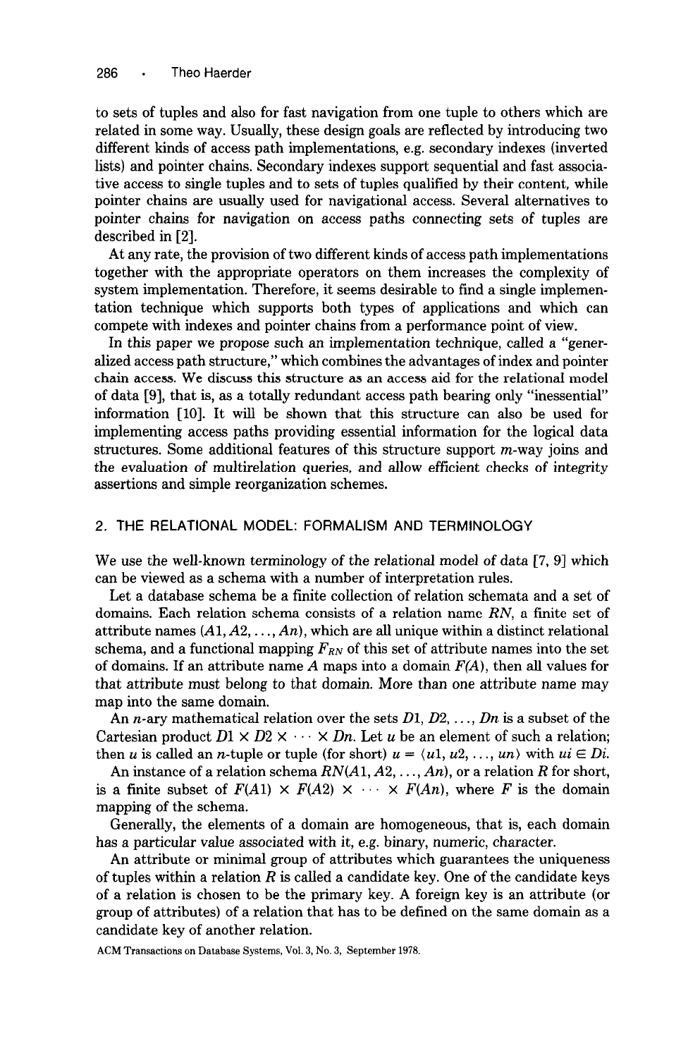to sets of tuples and also for fast navigation from one tuple to others which are related in some way. Usually, these design goals are reflected by introducing two different kinds of access path implementations, e.g. secondary indexes (inverted lists) and pointer chains. Secondary indexes support sequential and fast associative access to single tuples and to sets of tuples qualified by their content, while pointer chains are usually used for navigational access. Several alternatives to pointer chains for navigation on access paths connecting sets of tuples are described in [2].

At any rate, the provision of two different kinds of access path implementations together with the appropriate operators on them increases the complexity of system implementation. Therefore, it seems desirable to find a single implementation technique which supports both types of applications and which can compete with indexes and pointer chains from a performance point of view.

In this paper we propose such an implementation technique, called a "generalized access path structure," which combines the advantages of index and pointer chain access. We discuss this structure as an access aid for the relational model of data [9], that is, as a totally redundant access path bearing only "inessential" information [10]. It will be shown that this structure can also be used for implementing access paths providing essential information for the logical data structures. Some additional features of this structure support $m$-way joins and the evaluation of multirelation queries, and allow efficient checks of integrity assertions and simple reorganization schemes.

## 2. THE RELATIONAL MODEL: FORMALISM AND TERMINOLOGY

We use the well-known terminology of the relational model of data [7, 9] which can be viewed as a schema with a number of interpretation rules.

Let a database schema be a finite collection of relation schemata and a set of domains. Each relation schema consists of a relation name $RN$, a finite set of attribute names $(A1, A2, \ldots, An)$, which are all unique within a distinct relational schema, and a functional mapping $F_{RN}$ of this set of attribute names into the set of domains. If an attribute name $A$ maps into a domain $F(A)$, then all values for that attribute must belong to that domain. More than one attribute name may map into the same domain.

An $n$-ary mathematical relation over the sets $D1, D2, \ldots, Dn$ is a subset of the Cartesian product $D1 \times D2 \times \cdots \times Dn$. Let $u$ be an element of such a relation; then $u$ is called an $n$-tuple or tuple (for short) $u = \langle u1, u2, \ldots, un \rangle$ with $ui \in Di$.

An instance of a relation schema $RN(A1, A2, \ldots, An)$, or a relation $R$ for short, is a finite subset of $F(A1) \times F(A2) \times \cdots \times F(An)$, where $F$ is the domain mapping of the schema.

Generally, the elements of a domain are homogeneous, that is, each domain has a particular value associated with it, e.g. binary, numeric, character.

An attribute or minimal group of attributes which guarantees the uniqueness of tuples within a relation $R$ is called a candidate key. One of the candidate keys of a relation is chosen to be the primary key. A foreign key is an attribute (or group of attributes) of a relation that has to be defined on the same domain as a candidate key of another relation.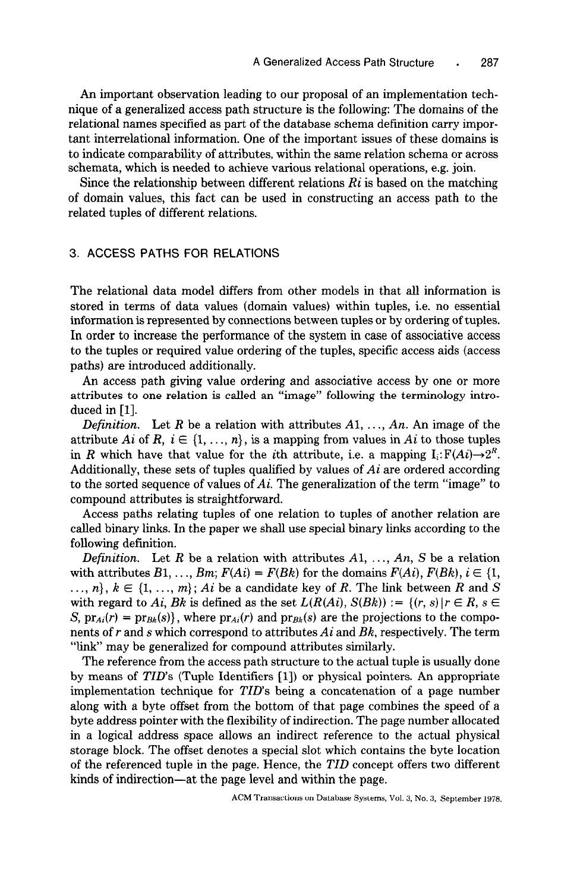An important observation leading to our proposal of an implementation technique of a generalized access path structure is the following: The domains of the relational names specified as part of the database schema definition carry important interrelational information. One of the important issues of these domains is to indicate comparability of attributes, within the same relation schema or across schemata, which is needed to achieve various relational operations, e.g. join.

Since the relationship between different relations $Ri$ is based on the matching of domain values, this fact can be used in constructing an access path to the related tuples of different relations.

## 3. ACCESS PATHS FOR RELATIONS

The relational data model differs from other models in that all information is stored in terms of data values (domain values) within tuples, i.e. no essential information is represented by connections between tuples or by ordering of tuples. In order to increase the performance of the system in case of associative access to the tuples or required value ordering of the tuples, specific access aids (access paths) are introduced additionally.

An access path giving value ordering and associative access by one or more attributes to one relation is called an "image" following the terminology introduced in [1].

*Definition.* Let $R$ be a relation with attributes $A1, \ldots, An$. An image of the attribute $Ai$ of $R$, $i \in \{1, \ldots, n\}$, is a mapping from values in $Ai$ to those tuples in $R$ which have that value for the $i$th attribute, i.e. a mapping $I_i\colon F(Ai) \rightarrow 2^R$. Additionally, these sets of tuples qualified by values of $Ai$ are ordered according to the sorted sequence of values of $Ai$. The generalization of the term "image" to compound attributes is straightforward.

Access paths relating tuples of one relation to tuples of another relation are called binary links. In the paper we shall use special binary links according to the following definition.

*Definition.* Let $R$ be a relation with attributes $A1, \ldots, An$, $S$ be a relation with attributes $B1, \ldots, Bm$; $F(Ai) = F(Bk)$ for the domains $F(Ai)$, $F(Bk)$, $i \in \{1, \ldots, n\}$, $k \in \{1, \ldots, m\}$; $Ai$ be a candidate key of $R$. The link between $R$ and $S$ with regard to $Ai$, $Bk$ is defined as the set $L(R(Ai), S(Bk)) := \{(r, s) \mid r \in R, s \in S, \mathrm{pr}_{Ai}(r) = \mathrm{pr}_{Bk}(s)\}$, where $\mathrm{pr}_{Ai}(r)$ and $\mathrm{pr}_{Bk}(s)$ are the projections to the components of $r$ and $s$ which correspond to attributes $Ai$ and $Bk$, respectively. The term "link" may be generalized for compound attributes similarly.

The reference from the access path structure to the actual tuple is usually done by means of *TID*'s (Tuple Identifiers [1]) or physical pointers. An appropriate implementation technique for *TID*'s being a concatenation of a page number along with a byte offset from the bottom of that page combines the speed of a byte address pointer with the flexibility of indirection. The page number allocated in a logical address space allows an indirect reference to the actual physical storage block. The offset denotes a special slot which contains the byte location of the referenced tuple in the page. Hence, the *TID* concept offers two different kinds of indirection—at the page level and within the page.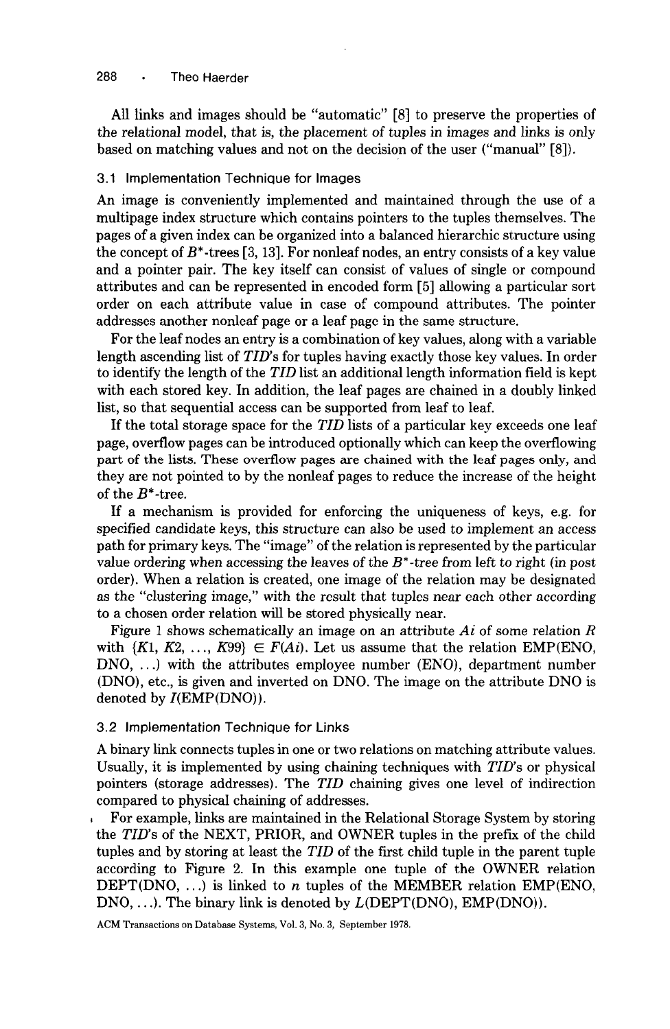All links and images should be "automatic" [8] to preserve the properties of the relational model, that is, the placement of tuples in images and links is only based on matching values and not on the decision of the user ("manual" [8]).

### 3.1 Implementation Technique for Images

An image is conveniently implemented and maintained through the use of a multipage index structure which contains pointers to the tuples themselves. The pages of a given index can be organized into a balanced hierarchic structure using the concept of $B^*$-trees [3, 13]. For nonleaf nodes, an entry consists of a key value and a pointer pair. The key itself can consist of values of single or compound attributes and can be represented in encoded form [5] allowing a particular sort order on each attribute value in case of compound attributes. The pointer addresses another nonleaf page or a leaf page in the same structure.

For the leaf nodes an entry is a combination of key values, along with a variable length ascending list of *TID*'s for tuples having exactly those key values. In order to identify the length of the *TID* list an additional length information field is kept with each stored key. In addition, the leaf pages are chained in a doubly linked list, so that sequential access can be supported from leaf to leaf.

If the total storage space for the *TID* lists of a particular key exceeds one leaf page, overflow pages can be introduced optionally which can keep the overflowing part of the lists. These overflow pages are chained with the leaf pages only, and they are not pointed to by the nonleaf pages to reduce the increase of the height of the $B^*$-tree.

If a mechanism is provided for enforcing the uniqueness of keys, e.g. for specified candidate keys, this structure can also be used to implement an access path for primary keys. The "image" of the relation is represented by the particular value ordering when accessing the leaves of the $B^*$-tree from left to right (in post order). When a relation is created, one image of the relation may be designated as the "clustering image," with the result that tuples near each other according to a chosen order relation will be stored physically near.

Figure 1 shows schematically an image on an attribute $Ai$ of some relation $R$ with $\{K1, K2, \ldots, K99\} \in F(Ai)$. Let us assume that the relation EMP(ENO, DNO, ...) with the attributes employee number (ENO), department number (DNO), etc., is given and inverted on DNO. The image on the attribute DNO is denoted by $I$(EMP(DNO)).

### 3.2 Implementation Technique for Links

A binary link connects tuples in one or two relations on matching attribute values. Usually, it is implemented by using chaining techniques with *TID*'s or physical pointers (storage addresses). The *TID* chaining gives one level of indirection compared to physical chaining of addresses.

For example, links are maintained in the Relational Storage System by storing the *TID*'s of the NEXT, PRIOR, and OWNER tuples in the prefix of the child tuples and by storing at least the *TID* of the first child tuple in the parent tuple according to Figure 2. In this example one tuple of the OWNER relation DEPT(DNO, ...) is linked to $n$ tuples of the MEMBER relation EMP(ENO, DNO, ...). The binary link is denoted by $L$(DEPT(DNO), EMP(DNO)).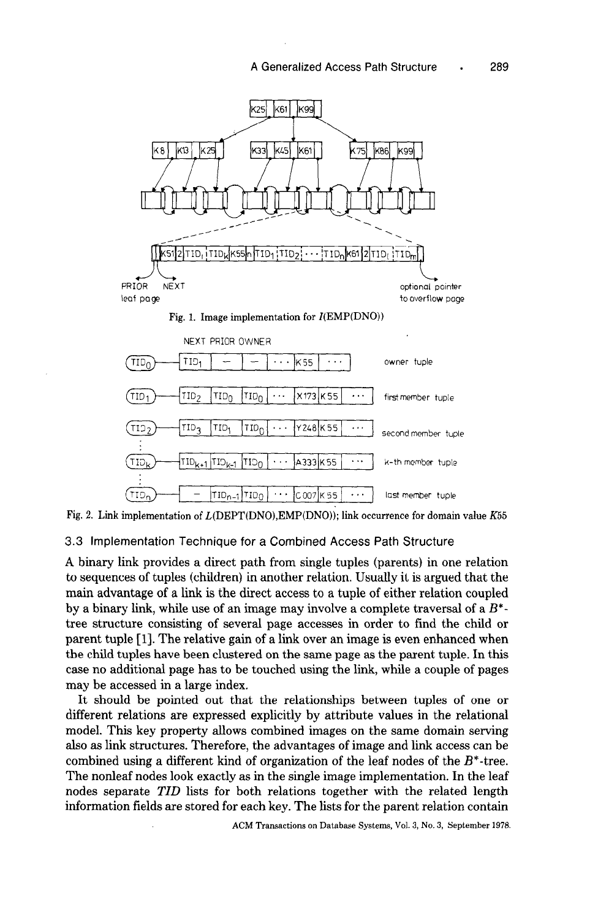Fig. 1. Image implementation for $I$(EMP(DNO))

Fig. 2. Link implementation of $L$(DEPT(DNO),EMP(DNO)); link occurrence for domain value $K55$

### 3.3 Implementation Technique for a Combined Access Path Structure

A binary link provides a direct path from single tuples (parents) in one relation to sequences of tuples (children) in another relation. Usually it is argued that the main advantage of a link is the direct access to a tuple of either relation coupled by a binary link, while use of an image may involve a complete traversal of a $B^*$-tree structure consisting of several page accesses in order to find the child or parent tuple [1]. The relative gain of a link over an image is even enhanced when the child tuples have been clustered on the same page as the parent tuple. In this case no additional page has to be touched using the link, while a couple of pages may be accessed in a large index.

It should be pointed out that the relationships between tuples of one or different relations are expressed explicitly by attribute values in the relational model. This key property allows combined images on the same domain serving also as link structures. Therefore, the advantages of image and link access can be combined using a different kind of organization of the leaf nodes of the $B^*$-tree. The nonleaf nodes look exactly as in the single image implementation. In the leaf nodes separate *TID* lists for both relations together with the related length information fields are stored for each key. The lists for the parent relation contain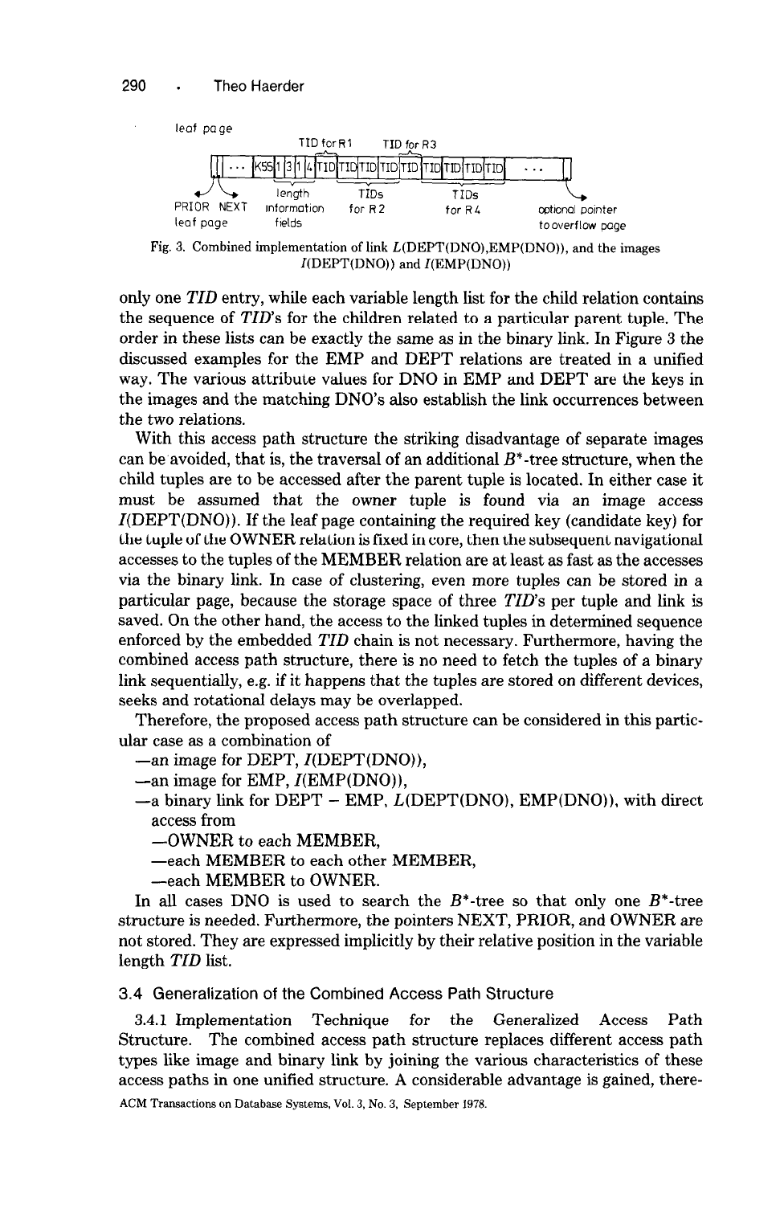leaf page

TID for R1 TID for R3

PRIOR NEXT leaf page | length information fields | TIDs for R2 | TIDs for R4 | optional pointer to overflow page

Fig. 3. Combined implementation of link $L$(DEPT(DNO),EMP(DNO)), and the images $I$(DEPT(DNO)) and $I$(EMP(DNO))

only one *TID* entry, while each variable length list for the child relation contains the sequence of *TID*'s for the children related to a particular parent tuple. The order in these lists can be exactly the same as in the binary link. In Figure 3 the discussed examples for the EMP and DEPT relations are treated in a unified way. The various attribute values for DNO in EMP and DEPT are the keys in the images and the matching DNO's also establish the link occurrences between the two relations.

With this access path structure the striking disadvantage of separate images can be avoided, that is, the traversal of an additional $B^*$-tree structure, when the child tuples are to be accessed after the parent tuple is located. In either case it must be assumed that the owner tuple is found via an image access $I$(DEPT(DNO)). If the leaf page containing the required key (candidate key) for the tuple of the OWNER relation is fixed in core, then the subsequent navigational accesses to the tuples of the MEMBER relation are at least as fast as the accesses via the binary link. In case of clustering, even more tuples can be stored in a particular page, because the storage space of three *TID*'s per tuple and link is saved. On the other hand, the access to the linked tuples in determined sequence enforced by the embedded *TID* chain is not necessary. Furthermore, having the combined access path structure, there is no need to fetch the tuples of a binary link sequentially, e.g. if it happens that the tuples are stored on different devices, seeks and rotational delays may be overlapped.

Therefore, the proposed access path structure can be considered in this particular case as a combination of

- an image for DEPT, $I$(DEPT(DNO)),
- an image for EMP, $I$(EMP(DNO)),
- a binary link for DEPT – EMP, $L$(DEPT(DNO), EMP(DNO)), with direct access from
  - OWNER to each MEMBER,
  - each MEMBER to each other MEMBER,
  - each MEMBER to OWNER.

In all cases DNO is used to search the $B^*$-tree so that only one $B^*$-tree structure is needed. Furthermore, the pointers NEXT, PRIOR, and OWNER are not stored. They are expressed implicitly by their relative position in the variable length *TID* list.

### 3.4 Generalization of the Combined Access Path Structure

3.4.1 Implementation Technique for the Generalized Access Path Structure. The combined access path structure replaces different access path types like image and binary link by joining the various characteristics of these access paths in one unified structure. A considerable advantage is gained, there-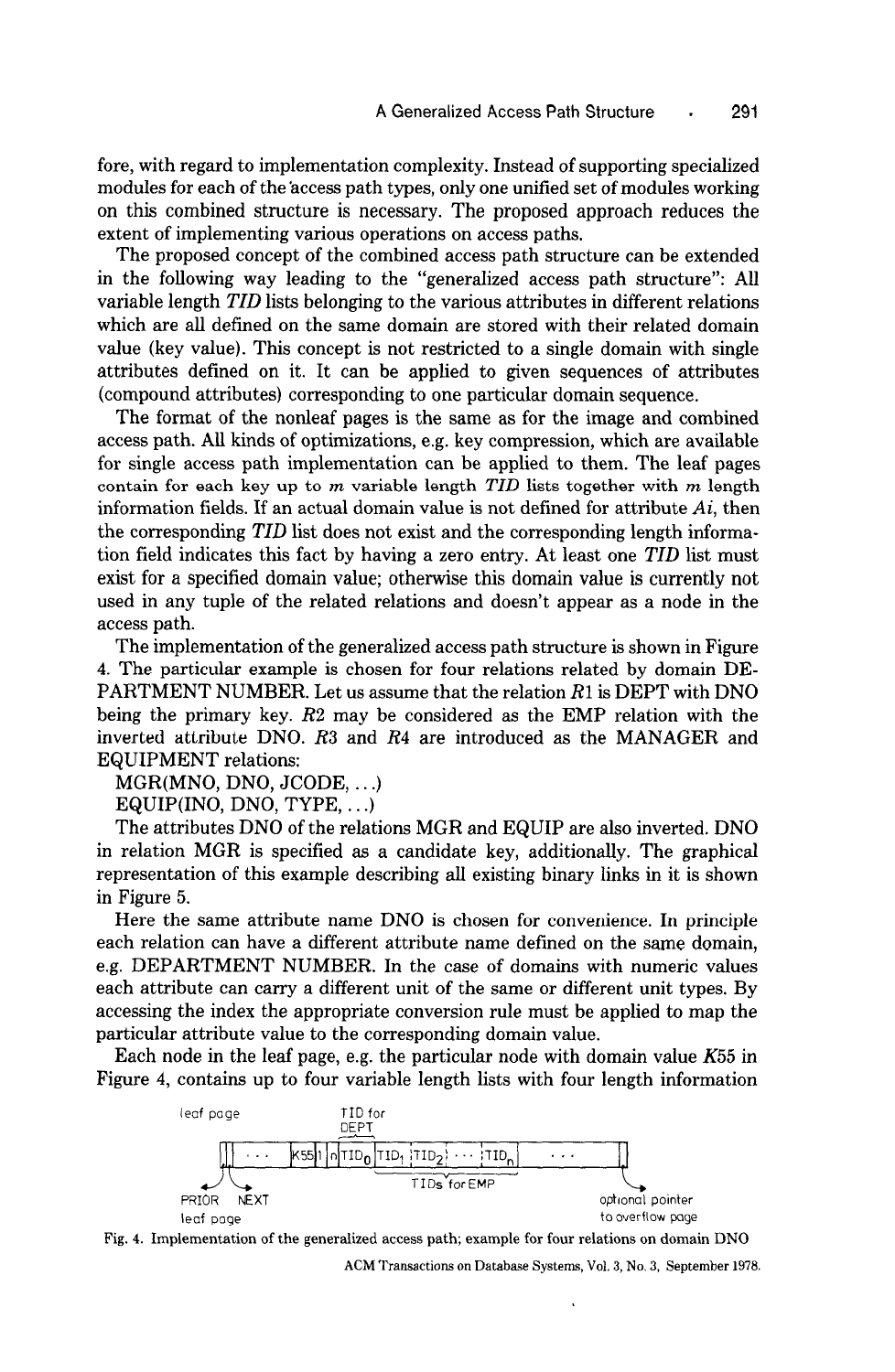fore, with regard to implementation complexity. Instead of supporting specialized modules for each of the access path types, only one unified set of modules working on this combined structure is necessary. The proposed approach reduces the extent of implementing various operations on access paths.

The proposed concept of the combined access path structure can be extended in the following way leading to the "generalized access path structure": All variable length *TID* lists belonging to the various attributes in different relations which are all defined on the same domain are stored with their related domain value (key value). This concept is not restricted to a single domain with single attributes defined on it. It can be applied to given sequences of attributes (compound attributes) corresponding to one particular domain sequence.

The format of the nonleaf pages is the same as for the image and combined access path. All kinds of optimizations, e.g. key compression, which are available for single access path implementation can be applied to them. The leaf pages contain for each key up to $m$ variable length *TID* lists together with $m$ length information fields. If an actual domain value is not defined for attribute $Ai$, then the corresponding *TID* list does not exist and the corresponding length information field indicates this fact by having a zero entry. At least one *TID* list must exist for a specified domain value; otherwise this domain value is currently not used in any tuple of the related relations and doesn't appear as a node in the access path.

The implementation of the generalized access path structure is shown in Figure 4. The particular example is chosen for four relations related by domain DEPARTMENT NUMBER. Let us assume that the relation $R1$ is DEPT with DNO being the primary key. $R2$ may be considered as the EMP relation with the inverted attribute DNO. $R3$ and $R4$ are introduced as the MANAGER and EQUIPMENT relations:

MGR(MNO, DNO, JCODE, ...)

EQUIP(INO, DNO, TYPE, ...)

The attributes DNO of the relations MGR and EQUIP are also inverted. DNO in relation MGR is specified as a candidate key, additionally. The graphical representation of this example describing all existing binary links in it is shown in Figure 5.

Here the same attribute name DNO is chosen for convenience. In principle each relation can have a different attribute name defined on the same domain, e.g. DEPARTMENT NUMBER. In the case of domains with numeric values each attribute can carry a different unit of the same or different unit types. By accessing the index the appropriate conversion rule must be applied to map the particular attribute value to the corresponding domain value.

Each node in the leaf page, e.g. the particular node with domain value $K55$ in Figure 4, contains up to four variable length lists with four length information

```
leaf page              TID for
                        DEPT
 | | ... |K55|1|n|TID0|TID1|TID2| ... |TIDn| ... | |
                          \______TIDs for EMP_____/
PRIOR  NEXT                                    optional pointer
leaf page                                      to overflow page
```

Fig. 4. Implementation of the generalized access path; example for four relations on domain DNO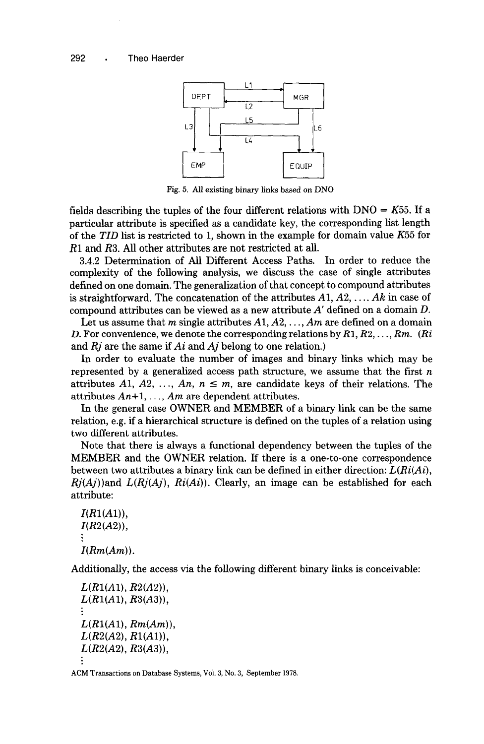Fig. 5. All existing binary links based on DNO

fields describing the tuples of the four different relations with DNO = $K55$. If a particular attribute is specified as a candidate key, the corresponding list length of the *TID* list is restricted to 1, shown in the example for domain value $K55$ for $R1$ and $R3$. All other attributes are not restricted at all.

3.4.2 Determination of All Different Access Paths. In order to reduce the complexity of the following analysis, we discuss the case of single attributes defined on one domain. The generalization of that concept to compound attributes is straightforward. The concatenation of the attributes $A1, A2, \ldots, Ak$ in case of compound attributes can be viewed as a new attribute $A'$ defined on a domain $D$.

Let us assume that $m$ single attributes $A1, A2, \ldots, Am$ are defined on a domain $D$. For convenience, we denote the corresponding relations by $R1, R2, \ldots, Rm$. ($Ri$ and $Rj$ are the same if $Ai$ and $Aj$ belong to one relation.)

In order to evaluate the number of images and binary links which may be represented by a generalized access path structure, we assume that the first $n$ attributes $A1, A2, \ldots, An$, $n \leq m$, are candidate keys of their relations. The attributes $An{+}1, \ldots, Am$ are dependent attributes.

In the general case OWNER and MEMBER of a binary link can be the same relation, e.g. if a hierarchical structure is defined on the tuples of a relation using two different attributes.

Note that there is always a functional dependency between the tuples of the MEMBER and the OWNER relation. If there is a one-to-one correspondence between two attributes a binary link can be defined in either direction: $L(Ri(Ai), Rj(Aj))$and $L(Rj(Aj), Ri(Ai))$. Clearly, an image can be established for each attribute:

$I(R1(A1))$,
$I(R2(A2))$,
$\vdots$
$I(Rm(Am))$.

Additionally, the access via the following different binary links is conceivable:

$L(R1(A1), R2(A2))$,
$L(R1(A1), R3(A3))$,
$\vdots$
$L(R1(A1), Rm(Am))$,
$L(R2(A2), R1(A1))$,
$L(R2(A2), R3(A3))$,
$\vdots$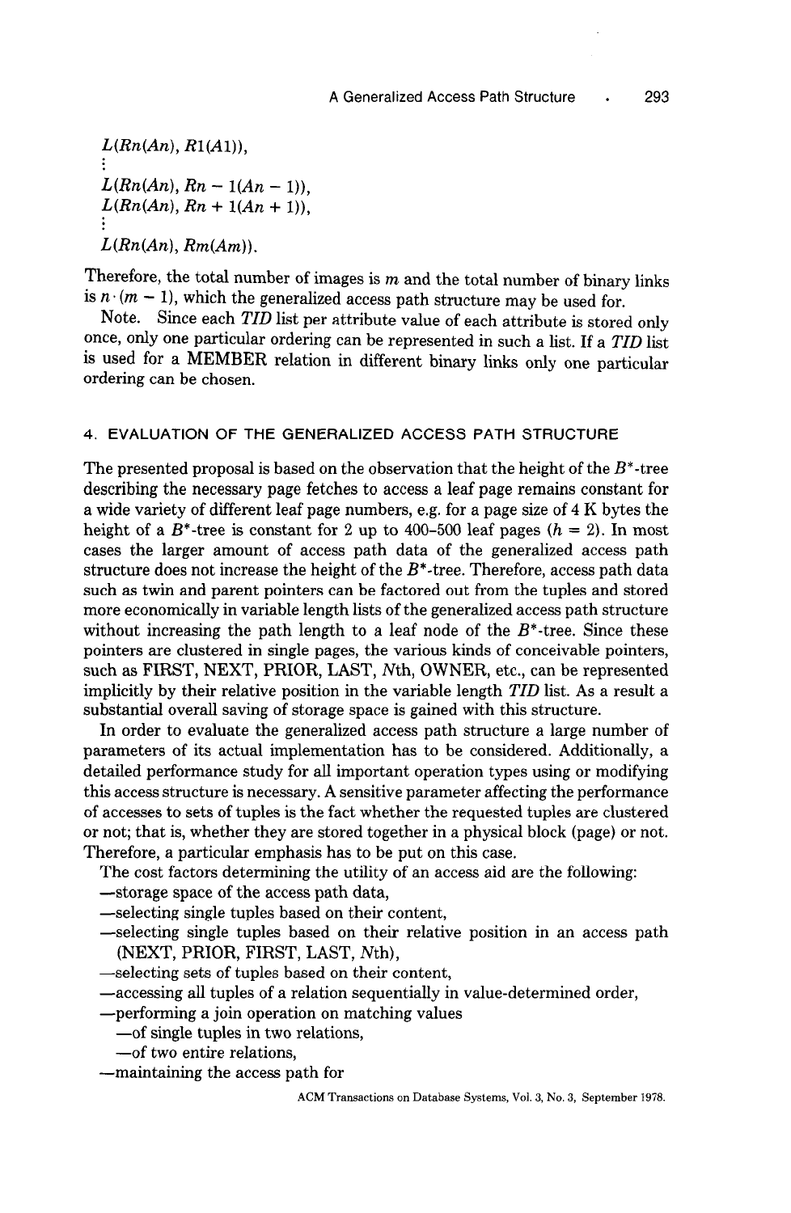$L(Rn(An), R1(A1))$,

$\vdots$

$L(Rn(An), Rn - 1(An - 1))$,
$L(Rn(An), Rn + 1(An + 1))$,

$\vdots$

$L(Rn(An), Rm(Am))$.

Therefore, the total number of images is $m$ and the total number of binary links is $n \cdot (m - 1)$, which the generalized access path structure may be used for.

*Note.* Since each *TID* list per attribute value of each attribute is stored only once, only one particular ordering can be represented in such a list. If a *TID* list is used for a MEMBER relation in different binary links only one particular ordering can be chosen.

## 4. EVALUATION OF THE GENERALIZED ACCESS PATH STRUCTURE

The presented proposal is based on the observation that the height of the $B^*$-tree describing the necessary page fetches to access a leaf page remains constant for a wide variety of different leaf page numbers, e.g. for a page size of 4 K bytes the height of a $B^*$-tree is constant for 2 up to 400–500 leaf pages ($h = 2$). In most cases the larger amount of access path data of the generalized access path structure does not increase the height of the $B^*$-tree. Therefore, access path data such as twin and parent pointers can be factored out from the tuples and stored more economically in variable length lists of the generalized access path structure without increasing the path length to a leaf node of the $B^*$-tree. Since these pointers are clustered in single pages, the various kinds of conceivable pointers, such as FIRST, NEXT, PRIOR, LAST, *N*th, OWNER, etc., can be represented implicitly by their relative position in the variable length *TID* list. As a result a substantial overall saving of storage space is gained with this structure.

In order to evaluate the generalized access path structure a large number of parameters of its actual implementation has to be considered. Additionally, a detailed performance study for all important operation types using or modifying this access structure is necessary. A sensitive parameter affecting the performance of accesses to sets of tuples is the fact whether the requested tuples are clustered or not; that is, whether they are stored together in a physical block (page) or not. Therefore, a particular emphasis has to be put on this case.

The cost factors determining the utility of an access aid are the following:

- storage space of the access path data,
- selecting single tuples based on their content,
- selecting single tuples based on their relative position in an access path (NEXT, PRIOR, FIRST, LAST, *N*th),
- selecting sets of tuples based on their content,
- accessing all tuples of a relation sequentially in value-determined order,
- performing a join operation on matching values
  - of single tuples in two relations,
  - of two entire relations,
- maintaining the access path for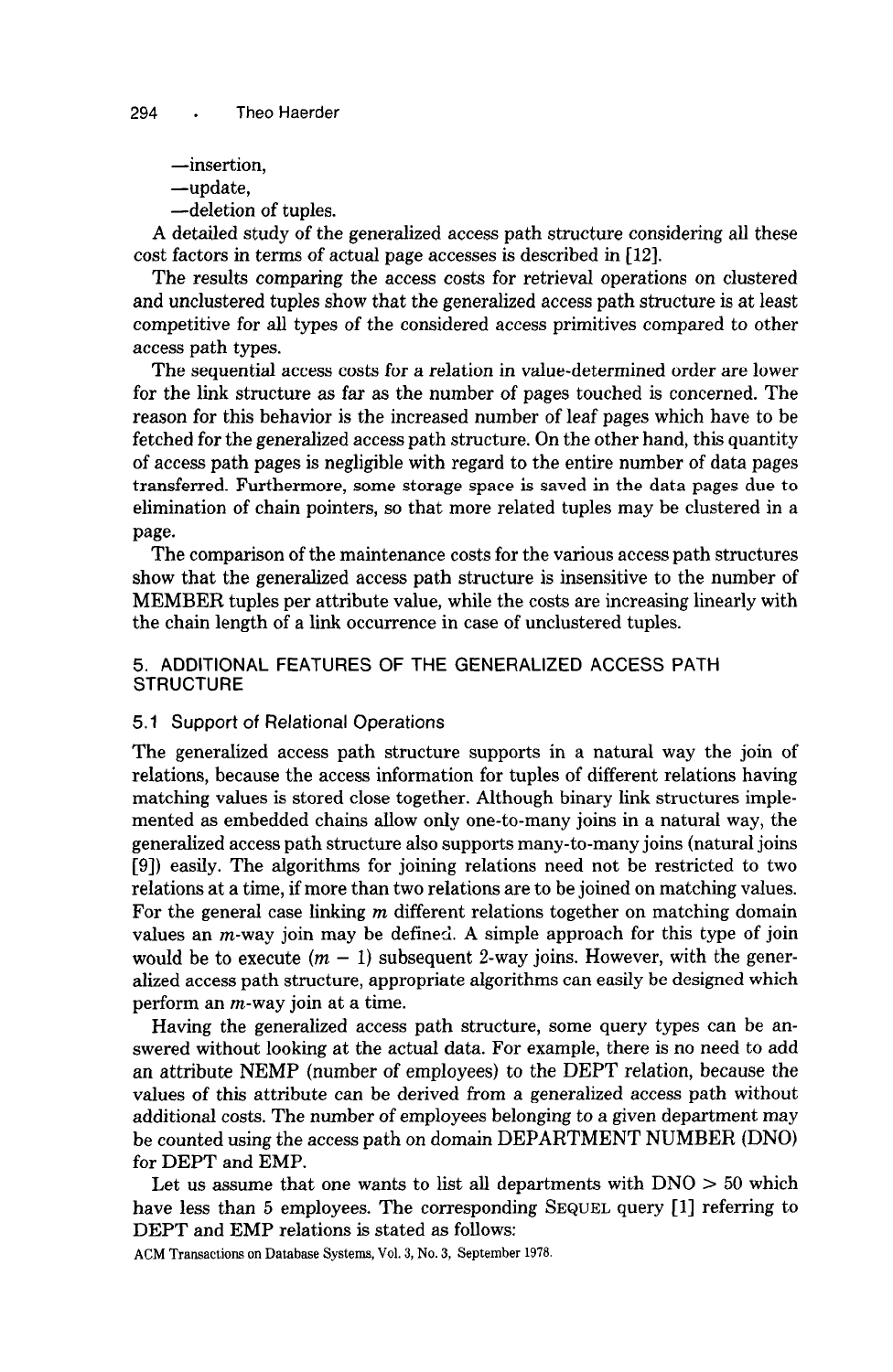—insertion,

—update,

—deletion of tuples.

A detailed study of the generalized access path structure considering all these cost factors in terms of actual page accesses is described in [12].

The results comparing the access costs for retrieval operations on clustered and unclustered tuples show that the generalized access path structure is at least competitive for all types of the considered access primitives compared to other access path types.

The sequential access costs for a relation in value-determined order are lower for the link structure as far as the number of pages touched is concerned. The reason for this behavior is the increased number of leaf pages which have to be fetched for the generalized access path structure. On the other hand, this quantity of access path pages is negligible with regard to the entire number of data pages transferred. Furthermore, some storage space is saved in the data pages due to elimination of chain pointers, so that more related tuples may be clustered in a page.

The comparison of the maintenance costs for the various access path structures show that the generalized access path structure is insensitive to the number of MEMBER tuples per attribute value, while the costs are increasing linearly with the chain length of a link occurrence in case of unclustered tuples.

## 5. ADDITIONAL FEATURES OF THE GENERALIZED ACCESS PATH STRUCTURE

### 5.1 Support of Relational Operations

The generalized access path structure supports in a natural way the join of relations, because the access information for tuples of different relations having matching values is stored close together. Although binary link structures implemented as embedded chains allow only one-to-many joins in a natural way, the generalized access path structure also supports many-to-many joins (natural joins [9]) easily. The algorithms for joining relations need not be restricted to two relations at a time, if more than two relations are to be joined on matching values. For the general case linking $m$ different relations together on matching domain values an $m$-way join may be defined. A simple approach for this type of join would be to execute $(m - 1)$ subsequent 2-way joins. However, with the generalized access path structure, appropriate algorithms can easily be designed which perform an $m$-way join at a time.

Having the generalized access path structure, some query types can be answered without looking at the actual data. For example, there is no need to add an attribute NEMP (number of employees) to the DEPT relation, because the values of this attribute can be derived from a generalized access path without additional costs. The number of employees belonging to a given department may be counted using the access path on domain DEPARTMENT NUMBER (DNO) for DEPT and EMP.

Let us assume that one wants to list all departments with DNO > 50 which have less than 5 employees. The corresponding SEQUEL query [1] referring to DEPT and EMP relations is stated as follows: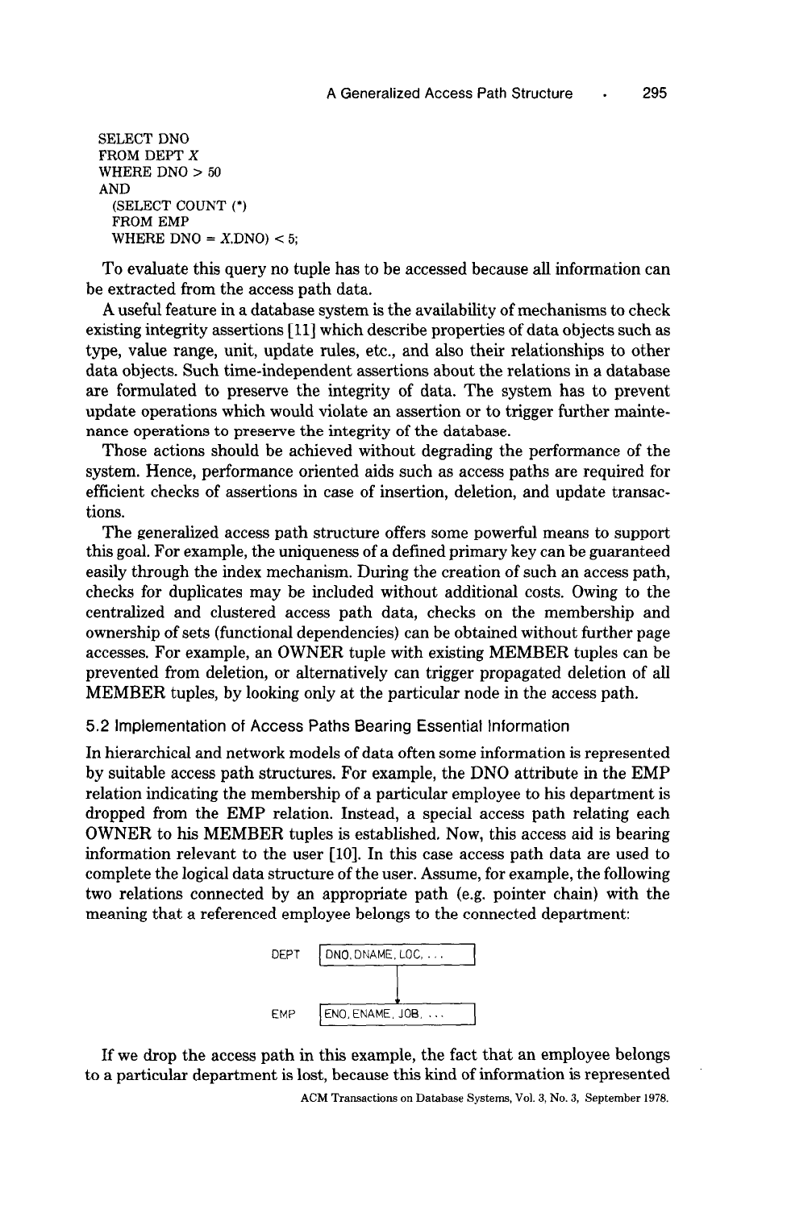```
SELECT DNO
FROM DEPT X
WHERE DNO > 50
AND
  (SELECT COUNT (*)
  FROM EMP
  WHERE DNO = X.DNO) < 5;
```

To evaluate this query no tuple has to be accessed because all information can be extracted from the access path data.

A useful feature in a database system is the availability of mechanisms to check existing integrity assertions [11] which describe properties of data objects such as type, value range, unit, update rules, etc., and also their relationships to other data objects. Such time-independent assertions about the relations in a database are formulated to preserve the integrity of data. The system has to prevent update operations which would violate an assertion or to trigger further maintenance operations to preserve the integrity of the database.

Those actions should be achieved without degrading the performance of the system. Hence, performance oriented aids such as access paths are required for efficient checks of assertions in case of insertion, deletion, and update transactions.

The generalized access path structure offers some powerful means to support this goal. For example, the uniqueness of a defined primary key can be guaranteed easily through the index mechanism. During the creation of such an access path, checks for duplicates may be included without additional costs. Owing to the centralized and clustered access path data, checks on the membership and ownership of sets (functional dependencies) can be obtained without further page accesses. For example, an OWNER tuple with existing MEMBER tuples can be prevented from deletion, or alternatively can trigger propagated deletion of all MEMBER tuples, by looking only at the particular node in the access path.

### 5.2 Implementation of Access Paths Bearing Essential Information

In hierarchical and network models of data often some information is represented by suitable access path structures. For example, the DNO attribute in the EMP relation indicating the membership of a particular employee to his department is dropped from the EMP relation. Instead, a special access path relating each OWNER to his MEMBER tuples is established. Now, this access aid is bearing information relevant to the user [10]. In this case access path data are used to complete the logical data structure of the user. Assume, for example, the following two relations connected by an appropriate path (e.g. pointer chain) with the meaning that a referenced employee belongs to the connected department:

```
DEPT  | DNO, DNAME, LOC, ...  |
                 |
                 v
EMP   | ENO, ENAME, JOB, ...  |
```

If we drop the access path in this example, the fact that an employee belongs to a particular department is lost, because this kind of information is represented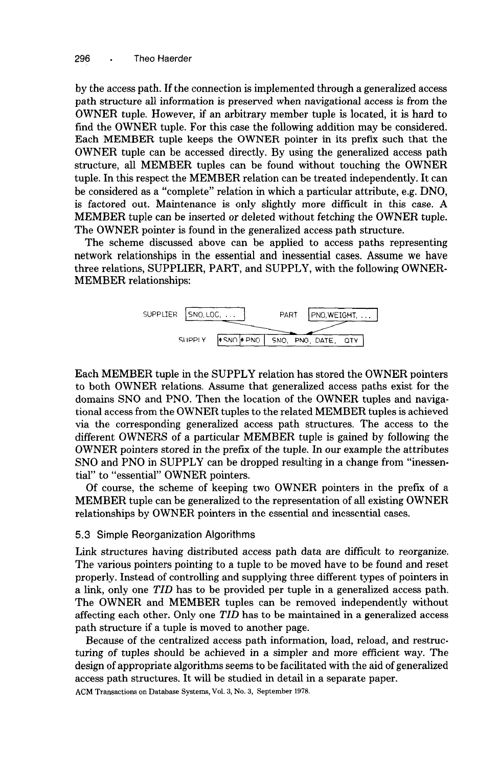by the access path. If the connection is implemented through a generalized access path structure all information is preserved when navigational access is from the OWNER tuple. However, if an arbitrary member tuple is located, it is hard to find the OWNER tuple. For this case the following addition may be considered. Each MEMBER tuple keeps the OWNER pointer in its prefix such that the OWNER tuple can be accessed directly. By using the generalized access path structure, all MEMBER tuples can be found without touching the OWNER tuple. In this respect the MEMBER relation can be treated independently. It can be considered as a "complete" relation in which a particular attribute, e.g. DNO, is factored out. Maintenance is only slightly more difficult in this case. A MEMBER tuple can be inserted or deleted without fetching the OWNER tuple. The OWNER pointer is found in the generalized access path structure.

The scheme discussed above can be applied to access paths representing network relationships in the essential and inessential cases. Assume we have three relations, SUPPLIER, PART, and SUPPLY, with the following OWNER-MEMBER relationships:

SUPPLIER | SNO, LOC, ...

PART | PNO, WEIGHT, ...

SUPPLY | ↑SNO | ↑PNO | SNO, PNO, DATE, QTY

Each MEMBER tuple in the SUPPLY relation has stored the OWNER pointers to both OWNER relations. Assume that generalized access paths exist for the domains SNO and PNO. Then the location of the OWNER tuples and navigational access from the OWNER tuples to the related MEMBER tuples is achieved via the corresponding generalized access path structures. The access to the different OWNERS of a particular MEMBER tuple is gained by following the OWNER pointers stored in the prefix of the tuple. In our example the attributes SNO and PNO in SUPPLY can be dropped resulting in a change from "inessential" to "essential" OWNER pointers.

Of course, the scheme of keeping two OWNER pointers in the prefix of a MEMBER tuple can be generalized to the representation of all existing OWNER relationships by OWNER pointers in the essential and inessential cases.

### 5.3 Simple Reorganization Algorithms

Link structures having distributed access path data are difficult to reorganize. The various pointers pointing to a tuple to be moved have to be found and reset properly. Instead of controlling and supplying three different types of pointers in a link, only one *TID* has to be provided per tuple in a generalized access path. The OWNER and MEMBER tuples can be removed independently without affecting each other. Only one *TID* has to be maintained in a generalized access path structure if a tuple is moved to another page.

Because of the centralized access path information, load, reload, and restructuring of tuples should be achieved in a simpler and more efficient way. The design of appropriate algorithms seems to be facilitated with the aid of generalized access path structures. It will be studied in detail in a separate paper.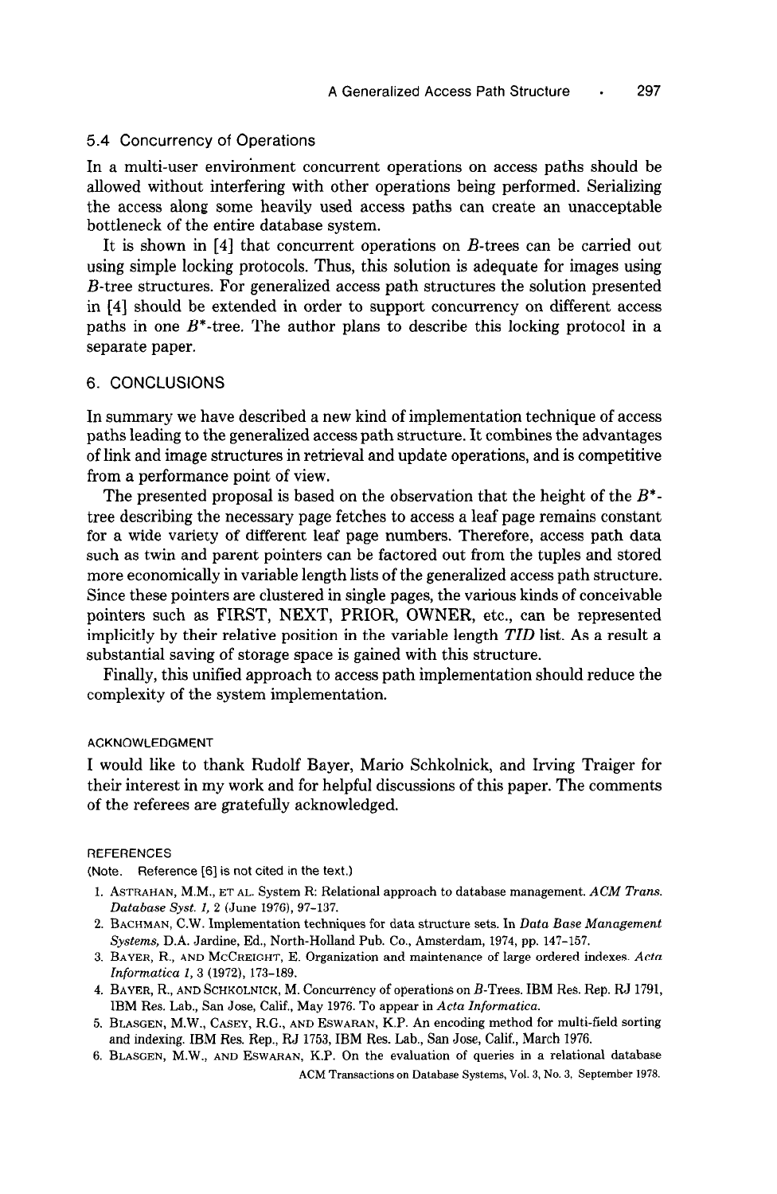### 5.4 Concurrency of Operations

In a multi-user environment concurrent operations on access paths should be allowed without interfering with other operations being performed. Serializing the access along some heavily used access paths can create an unacceptable bottleneck of the entire database system.

It is shown in [4] that concurrent operations on *B*-trees can be carried out using simple locking protocols. Thus, this solution is adequate for images using *B*-tree structures. For generalized access path structures the solution presented in [4] should be extended in order to support concurrency on different access paths in one $B^*$-tree. The author plans to describe this locking protocol in a separate paper.

## 6. CONCLUSIONS

In summary we have described a new kind of implementation technique of access paths leading to the generalized access path structure. It combines the advantages of link and image structures in retrieval and update operations, and is competitive from a performance point of view.

The presented proposal is based on the observation that the height of the $B^*$-tree describing the necessary page fetches to access a leaf page remains constant for a wide variety of different leaf page numbers. Therefore, access path data such as twin and parent pointers can be factored out from the tuples and stored more economically in variable length lists of the generalized access path structure. Since these pointers are clustered in single pages, the various kinds of conceivable pointers such as FIRST, NEXT, PRIOR, OWNER, etc., can be represented implicitly by their relative position in the variable length *TID* list. As a result a substantial saving of storage space is gained with this structure.

Finally, this unified approach to access path implementation should reduce the complexity of the system implementation.

### ACKNOWLEDGMENT

I would like to thank Rudolf Bayer, Mario Schkolnick, and Irving Traiger for their interest in my work and for helpful discussions of this paper. The comments of the referees are gratefully acknowledged.

### REFERENCES

(Note. Reference [6] is not cited in the text.)

1. ASTRAHAN, M.M., ET AL. System R: Relational approach to database management. *ACM Trans. Database Syst. 1*, 2 (June 1976), 97–137.
2. BACHMAN, C.W. Implementation techniques for data structure sets. In *Data Base Management Systems*, D.A. Jardine, Ed., North-Holland Pub. Co., Amsterdam, 1974, pp. 147–157.
3. BAYER, R., AND MCCREIGHT, E. Organization and maintenance of large ordered indexes. *Acta Informatica 1*, 3 (1972), 173–189.
4. BAYER, R., AND SCHKOLNICK, M. Concurrency of operations on *B*-Trees. IBM Res. Rep. RJ 1791, IBM Res. Lab., San Jose, Calif., May 1976. To appear in *Acta Informatica*.
5. BLASGEN, M.W., CASEY, R.G., AND ESWARAN, K.P. An encoding method for multi-field sorting and indexing. IBM Res. Rep., RJ 1753, IBM Res. Lab., San Jose, Calif., March 1976.
6. BLASGEN, M.W., AND ESWARAN, K.P. On the evaluation of queries in a relational database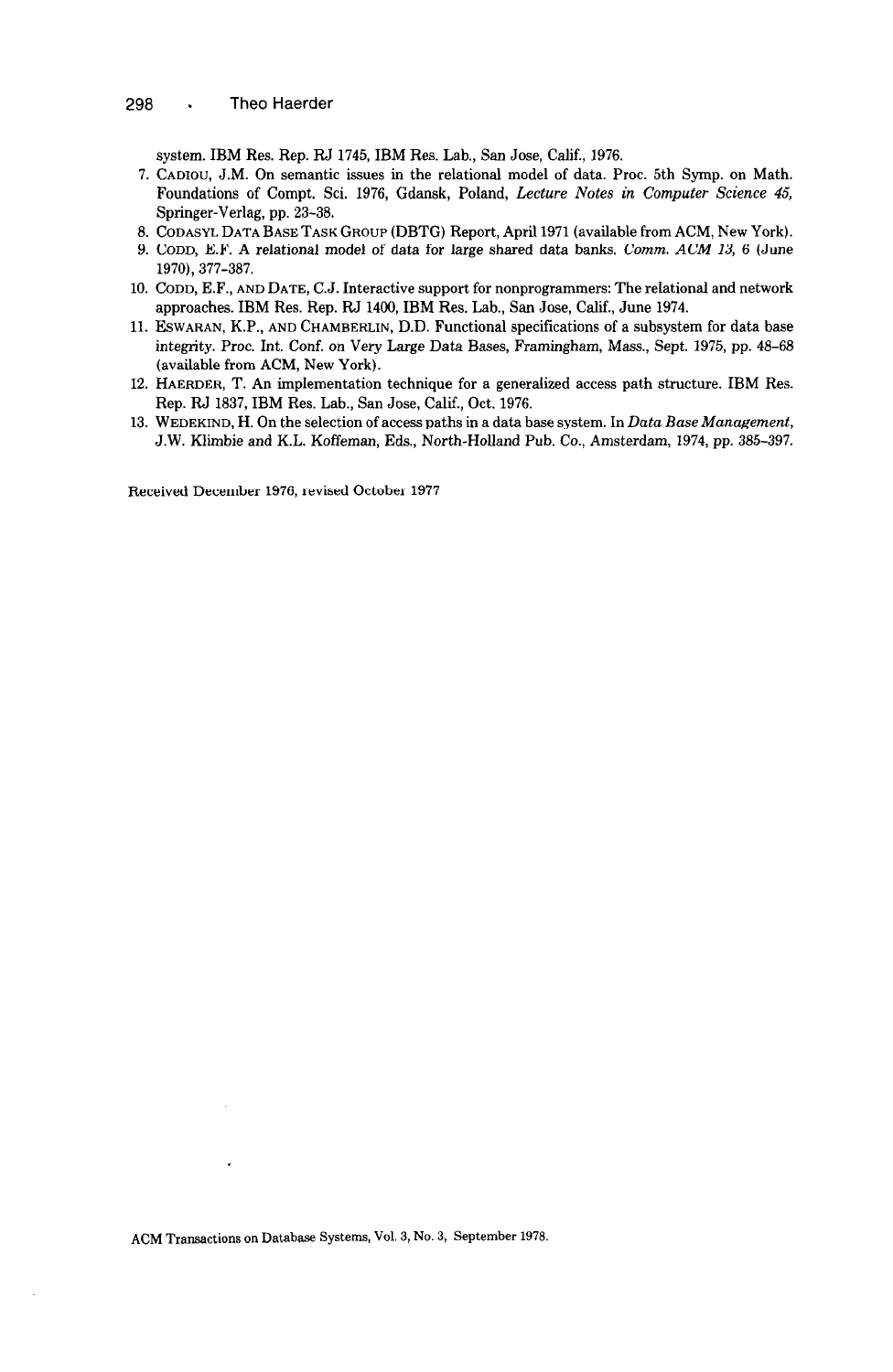system. IBM Res. Rep. RJ 1745, IBM Res. Lab., San Jose, Calif., 1976.

7. CADIOU, J.M. On semantic issues in the relational model of data. Proc. 5th Symp. on Math. Foundations of Compt. Sci. 1976, Gdansk, Poland, *Lecture Notes in Computer Science 45*, Springer-Verlag, pp. 23–38.
8. CODASYL DATA BASE TASK GROUP (DBTG) Report, April 1971 (available from ACM, New York).
9. CODD, E.F. A relational model of data for large shared data banks. *Comm. ACM 13*, 6 (June 1970), 377–387.
10. CODD, E.F., AND DATE, C.J. Interactive support for nonprogrammers: The relational and network approaches. IBM Res. Rep. RJ 1400, IBM Res. Lab., San Jose, Calif., June 1974.
11. ESWARAN, K.P., AND CHAMBERLIN, D.D. Functional specifications of a subsystem for data base integrity. Proc. Int. Conf. on Very Large Data Bases, Framingham, Mass., Sept. 1975, pp. 48–68 (available from ACM, New York).
12. HAERDER, T. An implementation technique for a generalized access path structure. IBM Res. Rep. RJ 1837, IBM Res. Lab., San Jose, Calif., Oct. 1976.
13. WEDEKIND, H. On the selection of access paths in a data base system. In *Data Base Management*, J.W. Klimbie and K.L. Koffeman, Eds., North-Holland Pub. Co., Amsterdam, 1974, pp. 385–397.

Received December 1976, revised October 1977